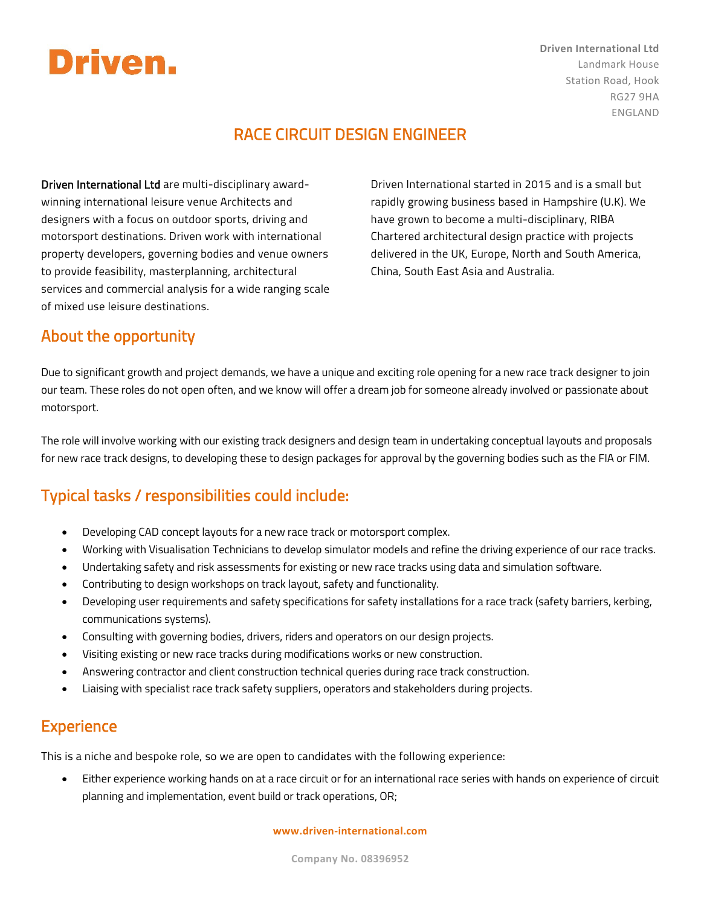**Driven.**

**Driven International Ltd**
Landmark House
Station Road, Hook
RG27 9HA
ENGLAND

# RACE CIRCUIT DESIGN ENGINEER

**Driven International Ltd** are multi-disciplinary award-winning international leisure venue Architects and designers with a focus on outdoor sports, driving and motorsport destinations. Driven work with international property developers, governing bodies and venue owners to provide feasibility, masterplanning, architectural services and commercial analysis for a wide ranging scale of mixed use leisure destinations.

Driven International started in 2015 and is a small but rapidly growing business based in Hampshire (U.K). We have grown to become a multi-disciplinary, RIBA Chartered architectural design practice with projects delivered in the UK, Europe, North and South America, China, South East Asia and Australia.

## About the opportunity

Due to significant growth and project demands, we have a unique and exciting role opening for a new race track designer to join our team. These roles do not open often, and we know will offer a dream job for someone already involved or passionate about motorsport.

The role will involve working with our existing track designers and design team in undertaking conceptual layouts and proposals for new race track designs, to developing these to design packages for approval by the governing bodies such as the FIA or FIM.

## Typical tasks / responsibilities could include:

- Developing CAD concept layouts for a new race track or motorsport complex.
- Working with Visualisation Technicians to develop simulator models and refine the driving experience of our race tracks.
- Undertaking safety and risk assessments for existing or new race tracks using data and simulation software.
- Contributing to design workshops on track layout, safety and functionality.
- Developing user requirements and safety specifications for safety installations for a race track (safety barriers, kerbing, communications systems).
- Consulting with governing bodies, drivers, riders and operators on our design projects.
- Visiting existing or new race tracks during modifications works or new construction.
- Answering contractor and client construction technical queries during race track construction.
- Liaising with specialist race track safety suppliers, operators and stakeholders during projects.

## Experience

This is a niche and bespoke role, so we are open to candidates with the following experience:

- Either experience working hands on at a race circuit or for an international race series with hands on experience of circuit planning and implementation, event build or track operations, OR;

**www.driven-international.com**

Company No. 08396952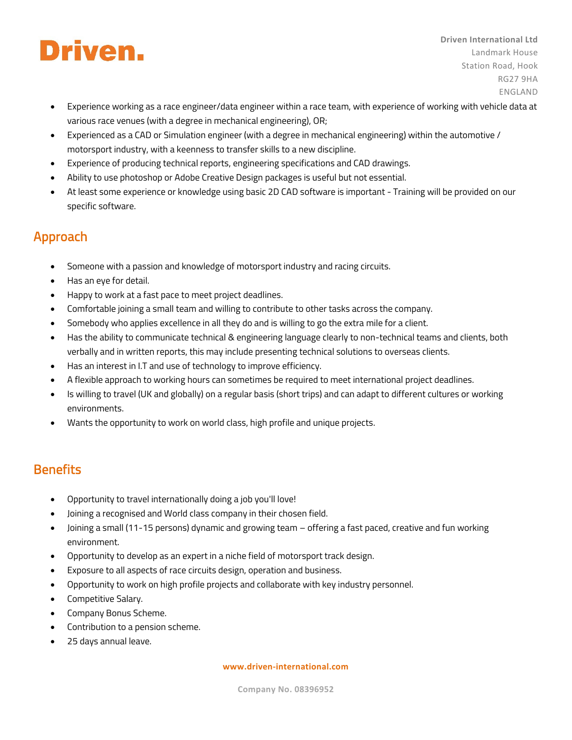- Experience working as a race engineer/data engineer within a race team, with experience of working with vehicle data at various race venues (with a degree in mechanical engineering), OR;
- Experienced as a CAD or Simulation engineer (with a degree in mechanical engineering) within the automotive / motorsport industry, with a keenness to transfer skills to a new discipline.
- Experience of producing technical reports, engineering specifications and CAD drawings.
- Ability to use photoshop or Adobe Creative Design packages is useful but not essential.
- At least some experience or knowledge using basic 2D CAD software is important - Training will be provided on our specific software.

## Approach

- Someone with a passion and knowledge of motorsport industry and racing circuits.
- Has an eye for detail.
- Happy to work at a fast pace to meet project deadlines.
- Comfortable joining a small team and willing to contribute to other tasks across the company.
- Somebody who applies excellence in all they do and is willing to go the extra mile for a client.
- Has the ability to communicate technical & engineering language clearly to non-technical teams and clients, both verbally and in written reports, this may include presenting technical solutions to overseas clients.
- Has an interest in I.T and use of technology to improve efficiency.
- A flexible approach to working hours can sometimes be required to meet international project deadlines.
- Is willing to travel (UK and globally) on a regular basis (short trips) and can adapt to different cultures or working environments.
- Wants the opportunity to work on world class, high profile and unique projects.

## Benefits

- Opportunity to travel internationally doing a job you'll love!
- Joining a recognised and World class company in their chosen field.
- Joining a small (11-15 persons) dynamic and growing team – offering a fast paced, creative and fun working environment.
- Opportunity to develop as an expert in a niche field of motorsport track design.
- Exposure to all aspects of race circuits design, operation and business.
- Opportunity to work on high profile projects and collaborate with key industry personnel.
- Competitive Salary.
- Company Bonus Scheme.
- Contribution to a pension scheme.
- 25 days annual leave.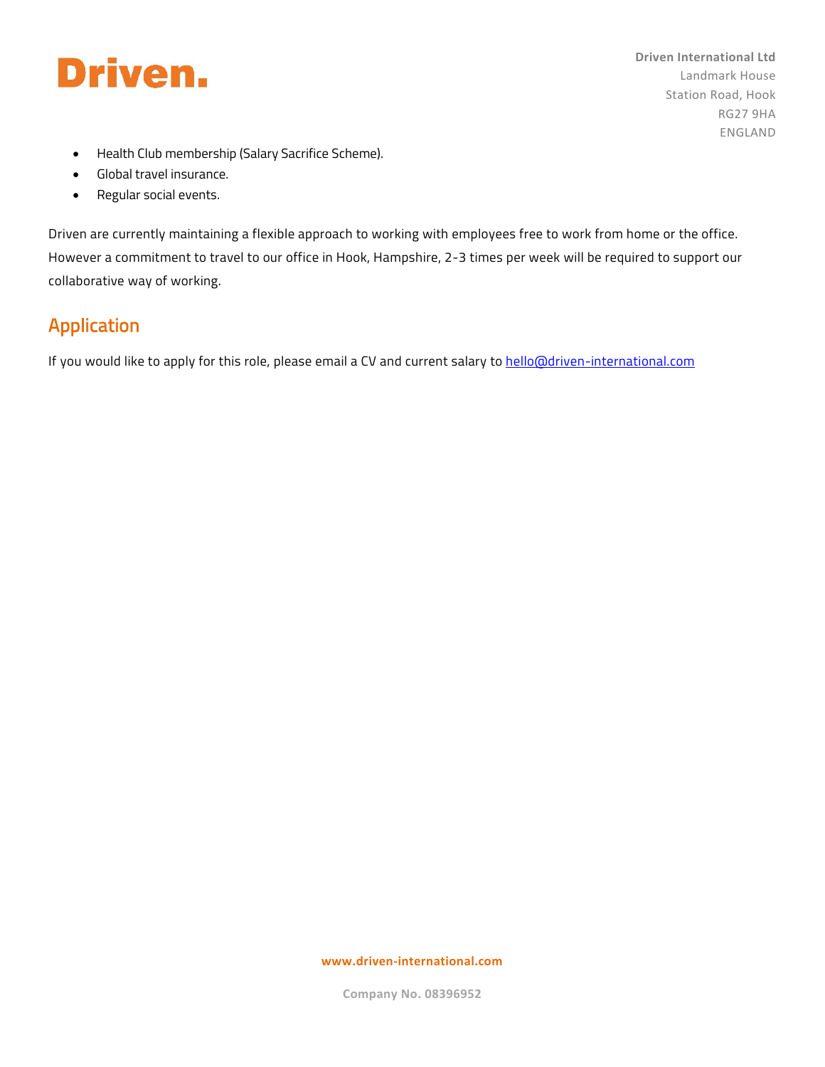- Health Club membership (Salary Sacrifice Scheme).
- Global travel insurance.
- Regular social events.

Driven are currently maintaining a flexible approach to working with employees free to work from home or the office. However a commitment to travel to our office in Hook, Hampshire, 2-3 times per week will be required to support our collaborative way of working.

## Application

If you would like to apply for this role, please email a CV and current salary to hello@driven-international.com